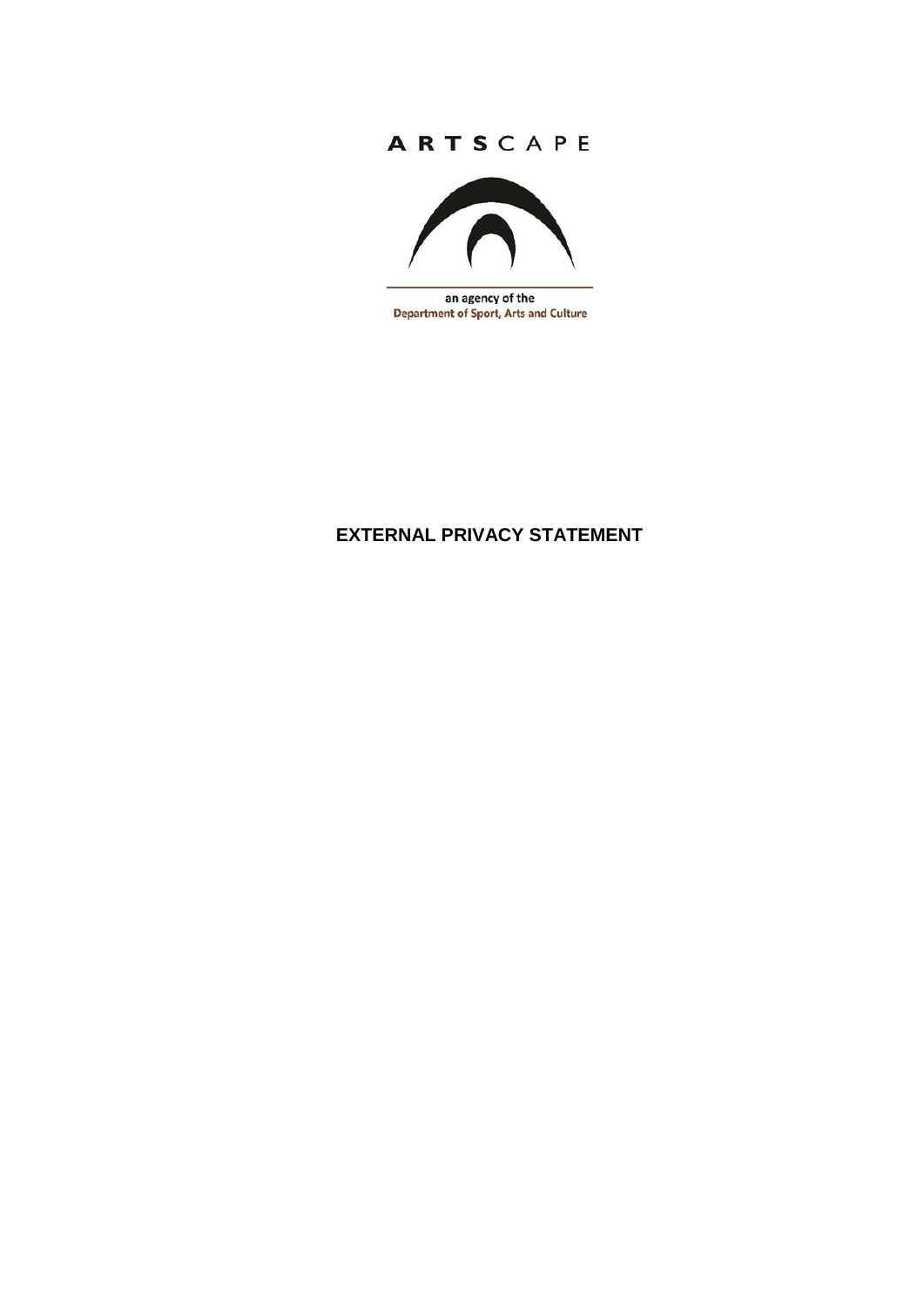ARTSCAPE

an agency of the
Department of Sport, Arts and Culture

# EXTERNAL PRIVACY STATEMENT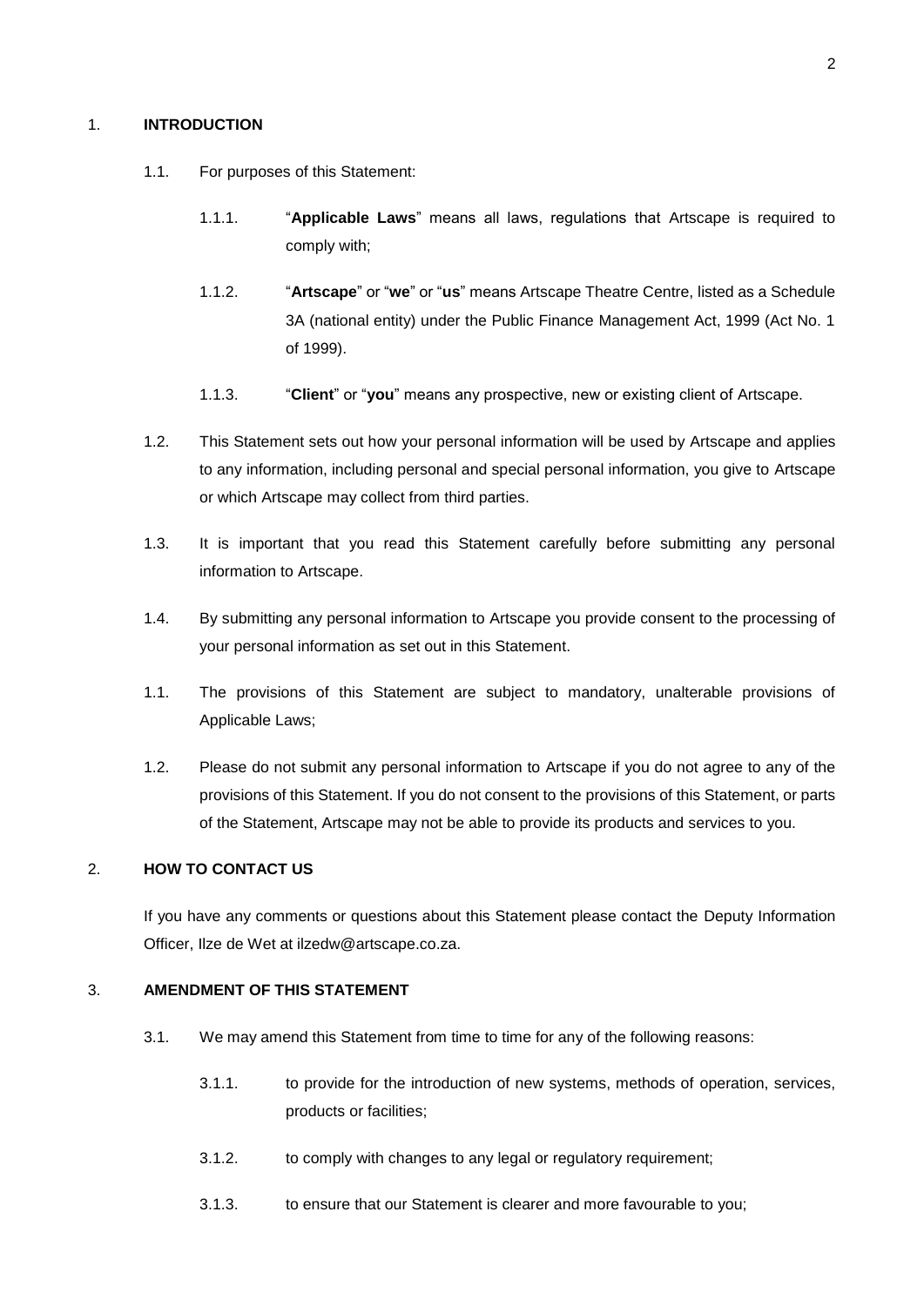## 1. INTRODUCTION

1.1. For purposes of this Statement:

1.1.1. "**Applicable Laws**" means all laws, regulations that Artscape is required to comply with;

1.1.2. "**Artscape**" or "**we**" or "**us**" means Artscape Theatre Centre, listed as a Schedule 3A (national entity) under the Public Finance Management Act, 1999 (Act No. 1 of 1999).

1.1.3. "**Client**" or "**you**" means any prospective, new or existing client of Artscape.

1.2. This Statement sets out how your personal information will be used by Artscape and applies to any information, including personal and special personal information, you give to Artscape or which Artscape may collect from third parties.

1.3. It is important that you read this Statement carefully before submitting any personal information to Artscape.

1.4. By submitting any personal information to Artscape you provide consent to the processing of your personal information as set out in this Statement.

1.1. The provisions of this Statement are subject to mandatory, unalterable provisions of Applicable Laws;

1.2. Please do not submit any personal information to Artscape if you do not agree to any of the provisions of this Statement. If you do not consent to the provisions of this Statement, or parts of the Statement, Artscape may not be able to provide its products and services to you.

## 2. HOW TO CONTACT US

If you have any comments or questions about this Statement please contact the Deputy Information Officer, Ilze de Wet at ilzedw@artscape.co.za.

## 3. AMENDMENT OF THIS STATEMENT

3.1. We may amend this Statement from time to time for any of the following reasons:

3.1.1. to provide for the introduction of new systems, methods of operation, services, products or facilities;

3.1.2. to comply with changes to any legal or regulatory requirement;

3.1.3. to ensure that our Statement is clearer and more favourable to you;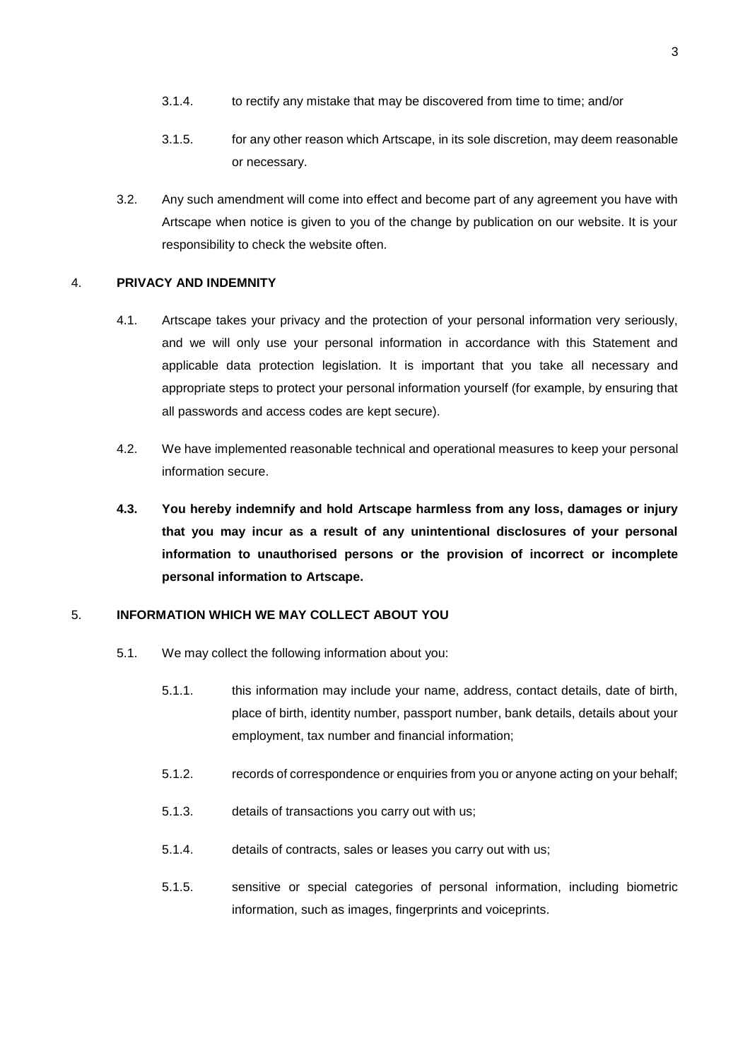3.1.4. to rectify any mistake that may be discovered from time to time; and/or

3.1.5. for any other reason which Artscape, in its sole discretion, may deem reasonable or necessary.

3.2. Any such amendment will come into effect and become part of any agreement you have with Artscape when notice is given to you of the change by publication on our website. It is your responsibility to check the website often.

## 4. PRIVACY AND INDEMNITY

4.1. Artscape takes your privacy and the protection of your personal information very seriously, and we will only use your personal information in accordance with this Statement and applicable data protection legislation. It is important that you take all necessary and appropriate steps to protect your personal information yourself (for example, by ensuring that all passwords and access codes are kept secure).

4.2. We have implemented reasonable technical and operational measures to keep your personal information secure.

**4.3. You hereby indemnify and hold Artscape harmless from any loss, damages or injury that you may incur as a result of any unintentional disclosures of your personal information to unauthorised persons or the provision of incorrect or incomplete personal information to Artscape.**

## 5. INFORMATION WHICH WE MAY COLLECT ABOUT YOU

5.1. We may collect the following information about you:

5.1.1. this information may include your name, address, contact details, date of birth, place of birth, identity number, passport number, bank details, details about your employment, tax number and financial information;

5.1.2. records of correspondence or enquiries from you or anyone acting on your behalf;

5.1.3. details of transactions you carry out with us;

5.1.4. details of contracts, sales or leases you carry out with us;

5.1.5. sensitive or special categories of personal information, including biometric information, such as images, fingerprints and voiceprints.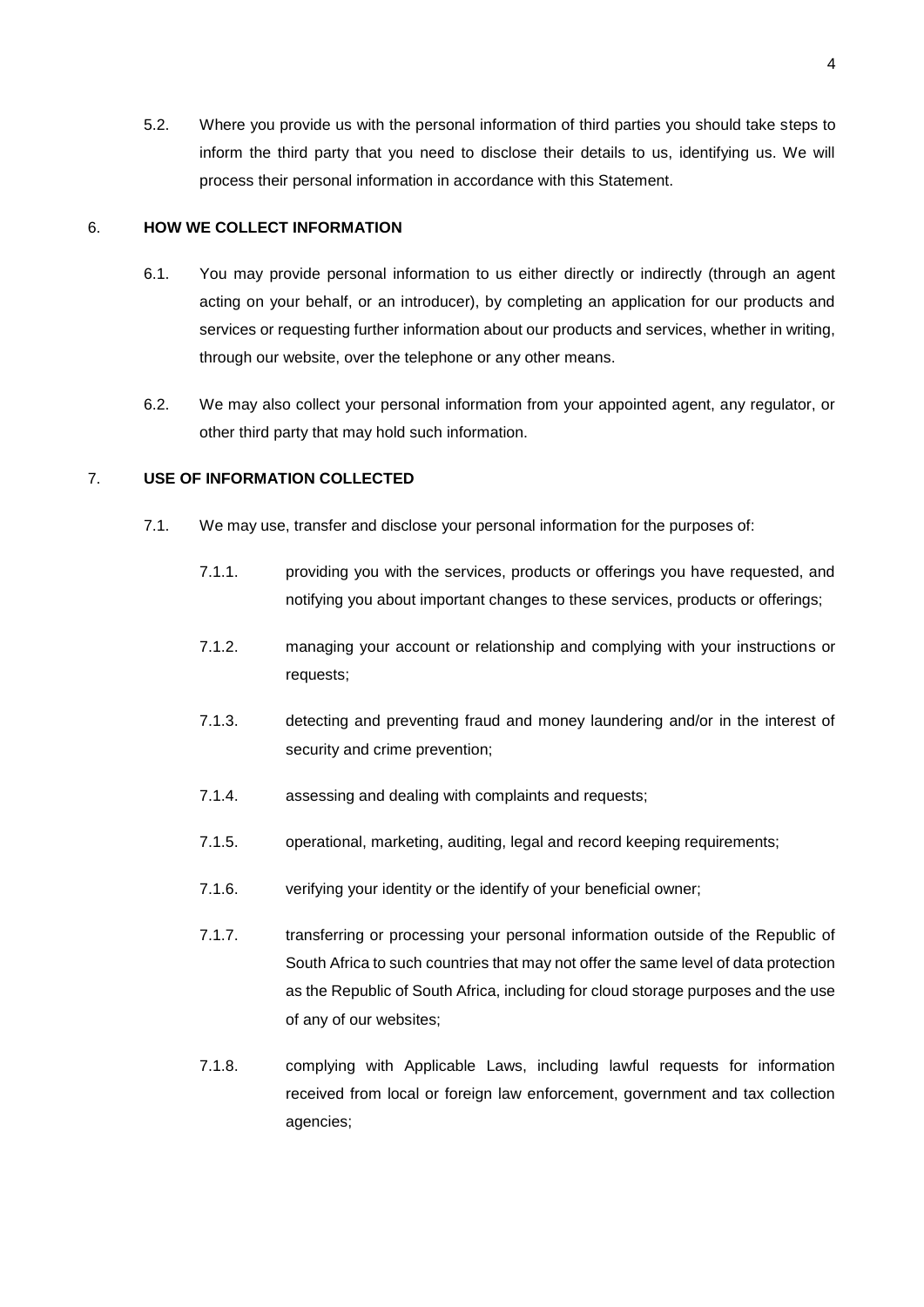5.2. Where you provide us with the personal information of third parties you should take steps to inform the third party that you need to disclose their details to us, identifying us. We will process their personal information in accordance with this Statement.

## 6. HOW WE COLLECT INFORMATION

6.1. You may provide personal information to us either directly or indirectly (through an agent acting on your behalf, or an introducer), by completing an application for our products and services or requesting further information about our products and services, whether in writing, through our website, over the telephone or any other means.

6.2. We may also collect your personal information from your appointed agent, any regulator, or other third party that may hold such information.

## 7. USE OF INFORMATION COLLECTED

7.1. We may use, transfer and disclose your personal information for the purposes of:

7.1.1. providing you with the services, products or offerings you have requested, and notifying you about important changes to these services, products or offerings;

7.1.2. managing your account or relationship and complying with your instructions or requests;

7.1.3. detecting and preventing fraud and money laundering and/or in the interest of security and crime prevention;

7.1.4. assessing and dealing with complaints and requests;

7.1.5. operational, marketing, auditing, legal and record keeping requirements;

7.1.6. verifying your identity or the identify of your beneficial owner;

7.1.7. transferring or processing your personal information outside of the Republic of South Africa to such countries that may not offer the same level of data protection as the Republic of South Africa, including for cloud storage purposes and the use of any of our websites;

7.1.8. complying with Applicable Laws, including lawful requests for information received from local or foreign law enforcement, government and tax collection agencies;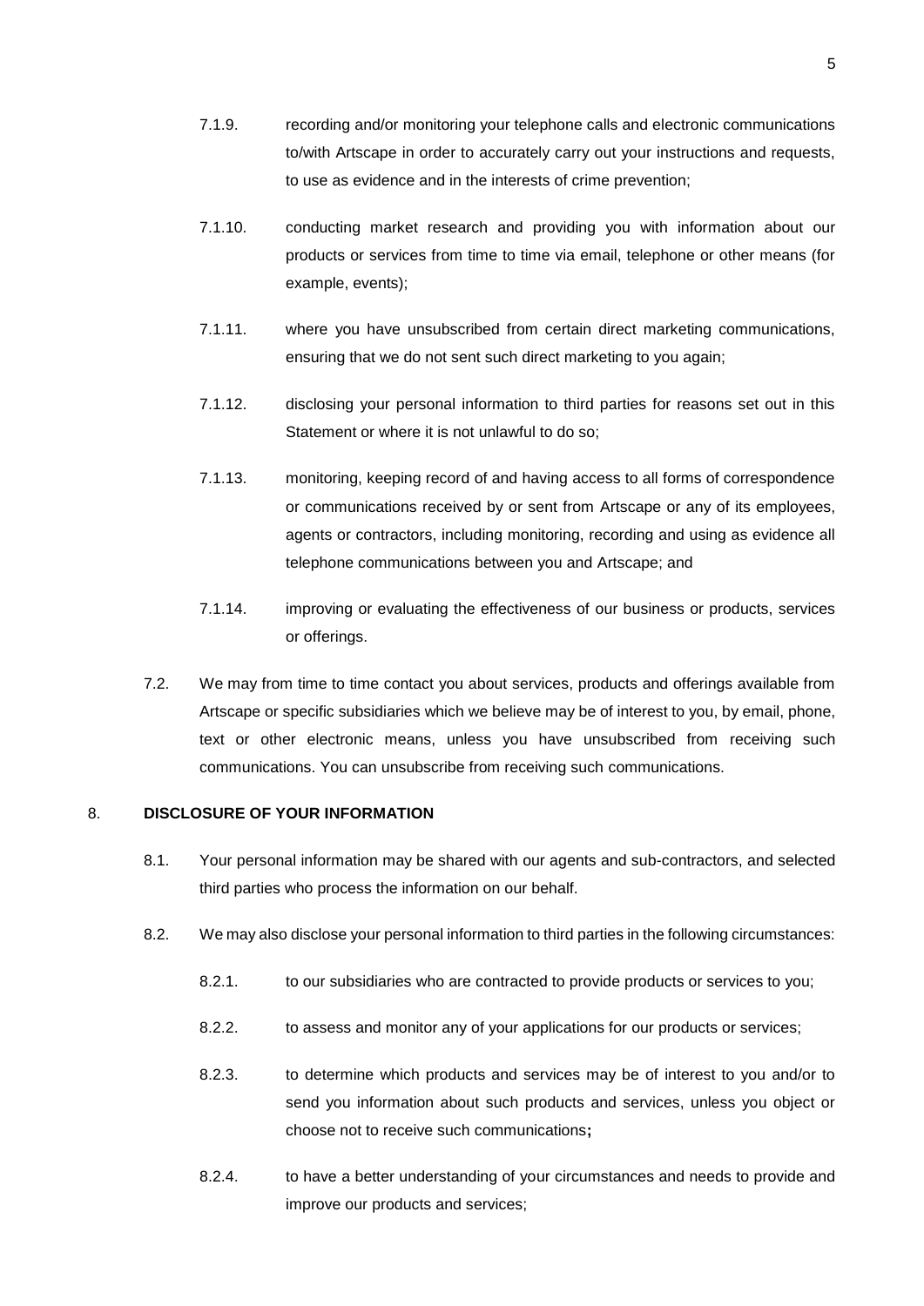7.1.9. recording and/or monitoring your telephone calls and electronic communications to/with Artscape in order to accurately carry out your instructions and requests, to use as evidence and in the interests of crime prevention;

7.1.10. conducting market research and providing you with information about our products or services from time to time via email, telephone or other means (for example, events);

7.1.11. where you have unsubscribed from certain direct marketing communications, ensuring that we do not sent such direct marketing to you again;

7.1.12. disclosing your personal information to third parties for reasons set out in this Statement or where it is not unlawful to do so;

7.1.13. monitoring, keeping record of and having access to all forms of correspondence or communications received by or sent from Artscape or any of its employees, agents or contractors, including monitoring, recording and using as evidence all telephone communications between you and Artscape; and

7.1.14. improving or evaluating the effectiveness of our business or products, services or offerings.

7.2. We may from time to time contact you about services, products and offerings available from Artscape or specific subsidiaries which we believe may be of interest to you, by email, phone, text or other electronic means, unless you have unsubscribed from receiving such communications. You can unsubscribe from receiving such communications.

## 8. DISCLOSURE OF YOUR INFORMATION

8.1. Your personal information may be shared with our agents and sub-contractors, and selected third parties who process the information on our behalf.

8.2. We may also disclose your personal information to third parties in the following circumstances:

8.2.1. to our subsidiaries who are contracted to provide products or services to you;

8.2.2. to assess and monitor any of your applications for our products or services;

8.2.3. to determine which products and services may be of interest to you and/or to send you information about such products and services, unless you object or choose not to receive such communications**;**

8.2.4. to have a better understanding of your circumstances and needs to provide and improve our products and services;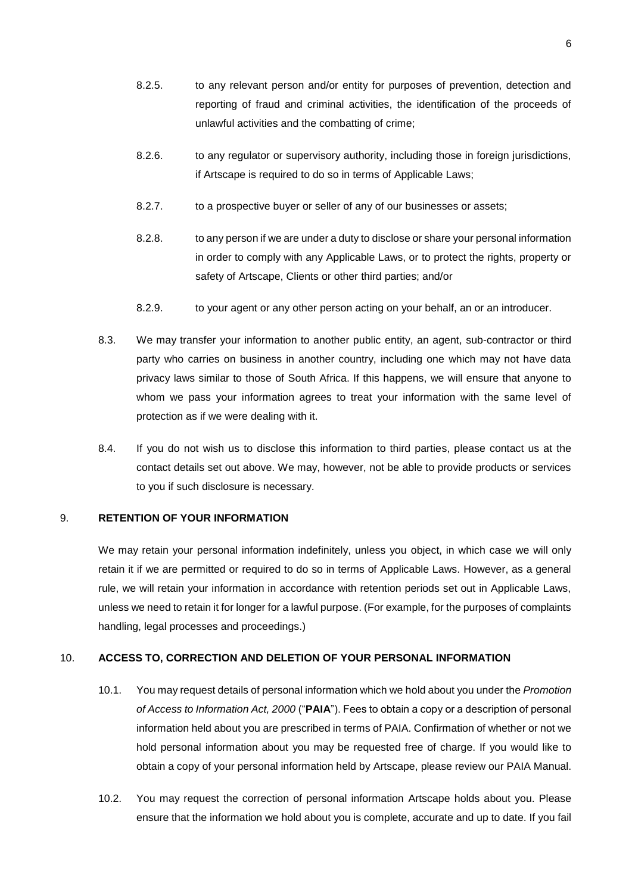8.2.5. to any relevant person and/or entity for purposes of prevention, detection and reporting of fraud and criminal activities, the identification of the proceeds of unlawful activities and the combatting of crime;

8.2.6. to any regulator or supervisory authority, including those in foreign jurisdictions, if Artscape is required to do so in terms of Applicable Laws;

8.2.7. to a prospective buyer or seller of any of our businesses or assets;

8.2.8. to any person if we are under a duty to disclose or share your personal information in order to comply with any Applicable Laws, or to protect the rights, property or safety of Artscape, Clients or other third parties; and/or

8.2.9. to your agent or any other person acting on your behalf, an or an introducer.

8.3. We may transfer your information to another public entity, an agent, sub-contractor or third party who carries on business in another country, including one which may not have data privacy laws similar to those of South Africa. If this happens, we will ensure that anyone to whom we pass your information agrees to treat your information with the same level of protection as if we were dealing with it.

8.4. If you do not wish us to disclose this information to third parties, please contact us at the contact details set out above. We may, however, not be able to provide products or services to you if such disclosure is necessary.

## 9. RETENTION OF YOUR INFORMATION

We may retain your personal information indefinitely, unless you object, in which case we will only retain it if we are permitted or required to do so in terms of Applicable Laws. However, as a general rule, we will retain your information in accordance with retention periods set out in Applicable Laws, unless we need to retain it for longer for a lawful purpose. (For example, for the purposes of complaints handling, legal processes and proceedings.)

## 10. ACCESS TO, CORRECTION AND DELETION OF YOUR PERSONAL INFORMATION

10.1. You may request details of personal information which we hold about you under the *Promotion of Access to Information Act, 2000* ("**PAIA**"). Fees to obtain a copy or a description of personal information held about you are prescribed in terms of PAIA. Confirmation of whether or not we hold personal information about you may be requested free of charge. If you would like to obtain a copy of your personal information held by Artscape, please review our PAIA Manual.

10.2. You may request the correction of personal information Artscape holds about you. Please ensure that the information we hold about you is complete, accurate and up to date. If you fail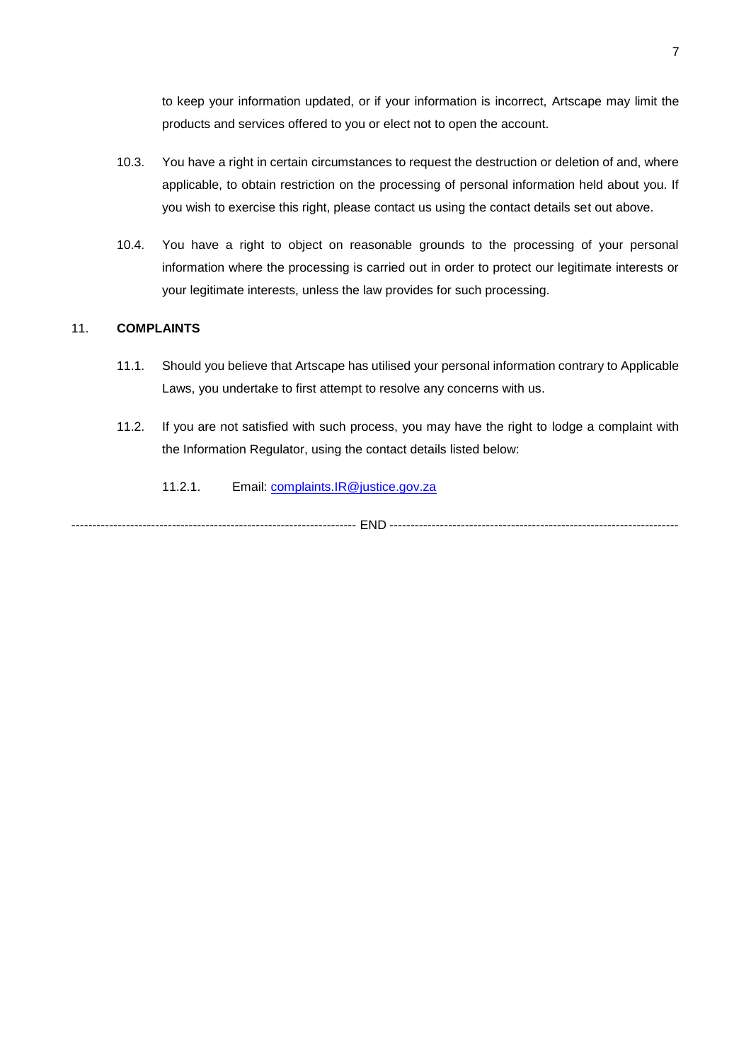to keep your information updated, or if your information is incorrect, Artscape may limit the products and services offered to you or elect not to open the account.

10.3. You have a right in certain circumstances to request the destruction or deletion of and, where applicable, to obtain restriction on the processing of personal information held about you. If you wish to exercise this right, please contact us using the contact details set out above.

10.4. You have a right to object on reasonable grounds to the processing of your personal information where the processing is carried out in order to protect our legitimate interests or your legitimate interests, unless the law provides for such processing.

11. **COMPLAINTS**

11.1. Should you believe that Artscape has utilised your personal information contrary to Applicable Laws, you undertake to first attempt to resolve any concerns with us.

11.2. If you are not satisfied with such process, you may have the right to lodge a complaint with the Information Regulator, using the contact details listed below:

11.2.1. Email: complaints.IR@justice.gov.za

-------------------------------------------------------------------- END --------------------------------------------------------------------